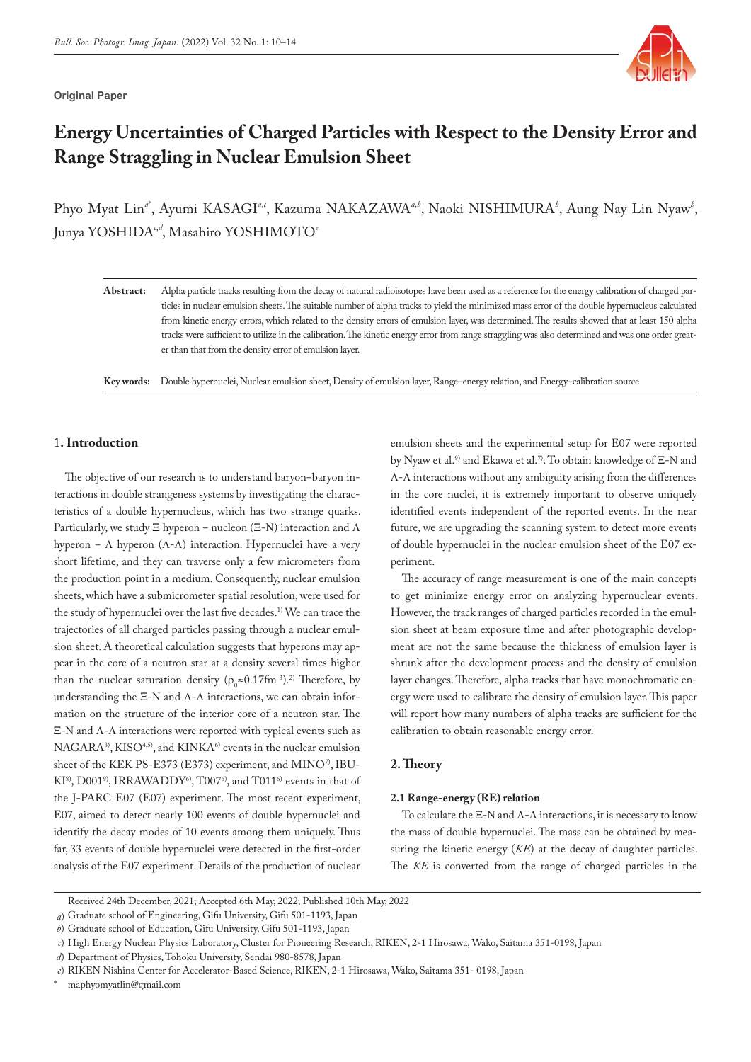**Original Paper**

# Energy Uncertainties of Charged Particles with Respect to the Density Error and Range Straggling in Nuclear Emulsion Sheet

Phyo Myat Lin[a*], Ayumi KASAGI[a,c], Kazuma NAKAZAWA[a,b], Naoki NISHIMURA[b], Aung Nay Lin Nyaw[b], Junya YOSHIDA[c,d], Masahiro YOSHIMOTO[e]

**Abstract:** Alpha particle tracks resulting from the decay of natural radioisotopes have been used as a reference for the energy calibration of charged particles in nuclear emulsion sheets. The suitable number of alpha tracks to yield the minimized mass error of the double hypernucleus calculated from kinetic energy errors, which related to the density errors of emulsion layer, was determined. The results showed that at least 150 alpha tracks were sufficient to utilize in the calibration. The kinetic energy error from range straggling was also determined and was one order greater than that from the density error of emulsion layer.

**Key words:** Double hypernuclei, Nuclear emulsion sheet, Density of emulsion layer, Range–energy relation, and Energy–calibration source

## 1. Introduction

The objective of our research is to understand baryon–baryon interactions in double strangeness systems by investigating the characteristics of a double hypernucleus, which has two strange quarks. Particularly, we study Ξ hyperon – nucleon (Ξ-N) interaction and Λ hyperon – Λ hyperon (Λ-Λ) interaction. Hypernuclei have a very short lifetime, and they can traverse only a few micrometers from the production point in a medium. Consequently, nuclear emulsion sheets, which have a submicrometer spatial resolution, were used for the study of hypernuclei over the last five decades.[1] We can trace the trajectories of all charged particles passing through a nuclear emulsion sheet. A theoretical calculation suggests that hyperons may appear in the core of a neutron star at a density several times higher than the nuclear saturation density ($\rho_0 \approx 0.17 \text{fm}^{-3}$).[2] Therefore, by understanding the Ξ-N and Λ-Λ interactions, we can obtain information on the structure of the interior core of a neutron star. The Ξ-N and Λ-Λ interactions were reported with typical events such as NAGARA[3], KISO[4,5], and KINKA[6] events in the nuclear emulsion sheet of the KEK PS-E373 (E373) experiment, and MINO[7], IBUKI[8], D001[9], IRRAWADDY[6], T007[6], and T011[6] events in that of the J-PARC E07 (E07) experiment. The most recent experiment, E07, aimed to detect nearly 100 events of double hypernuclei and identify the decay modes of 10 events among them uniquely. Thus far, 33 events of double hypernuclei were detected in the first-order analysis of the E07 experiment. Details of the production of nuclear emulsion sheets and the experimental setup for E07 were reported by Nyaw et al.[9] and Ekawa et al.[7]. To obtain knowledge of Ξ-N and Λ-Λ interactions without any ambiguity arising from the differences in the core nuclei, it is extremely important to observe uniquely identified events independent of the reported events. In the near future, we are upgrading the scanning system to detect more events of double hypernuclei in the nuclear emulsion sheet of the E07 experiment.

The accuracy of range measurement is one of the main concepts to get minimize energy error on analyzing hypernuclear events. However, the track ranges of charged particles recorded in the emulsion sheet at beam exposure time and after photographic development are not the same because the thickness of emulsion layer is shrunk after the development process and the density of emulsion layer changes. Therefore, alpha tracks that have monochromatic energy were used to calibrate the density of emulsion layer. This paper will report how many numbers of alpha tracks are sufficient for the calibration to obtain reasonable energy error.

## 2. Theory

### 2.1 Range-energy (RE) relation

To calculate the Ξ-N and Λ-Λ interactions, it is necessary to know the mass of double hypernuclei. The mass can be obtained by measuring the kinetic energy (*KE*) at the decay of daughter particles. The *KE* is converted from the range of charged particles in the

Received 24th December, 2021; Accepted 6th May, 2022; Published 10th May, 2022

*a*) Graduate school of Engineering, Gifu University, Gifu 501-1193, Japan
*b*) Graduate school of Education, Gifu University, Gifu 501-1193, Japan
*c*) High Energy Nuclear Physics Laboratory, Cluster for Pioneering Research, RIKEN, 2-1 Hirosawa, Wako, Saitama 351-0198, Japan
*d*) Department of Physics, Tohoku University, Sendai 980-8578, Japan
*e*) RIKEN Nishina Center for Accelerator-Based Science, RIKEN, 2-1 Hirosawa, Wako, Saitama 351- 0198, Japan
\* maphyomyatlin@gmail.com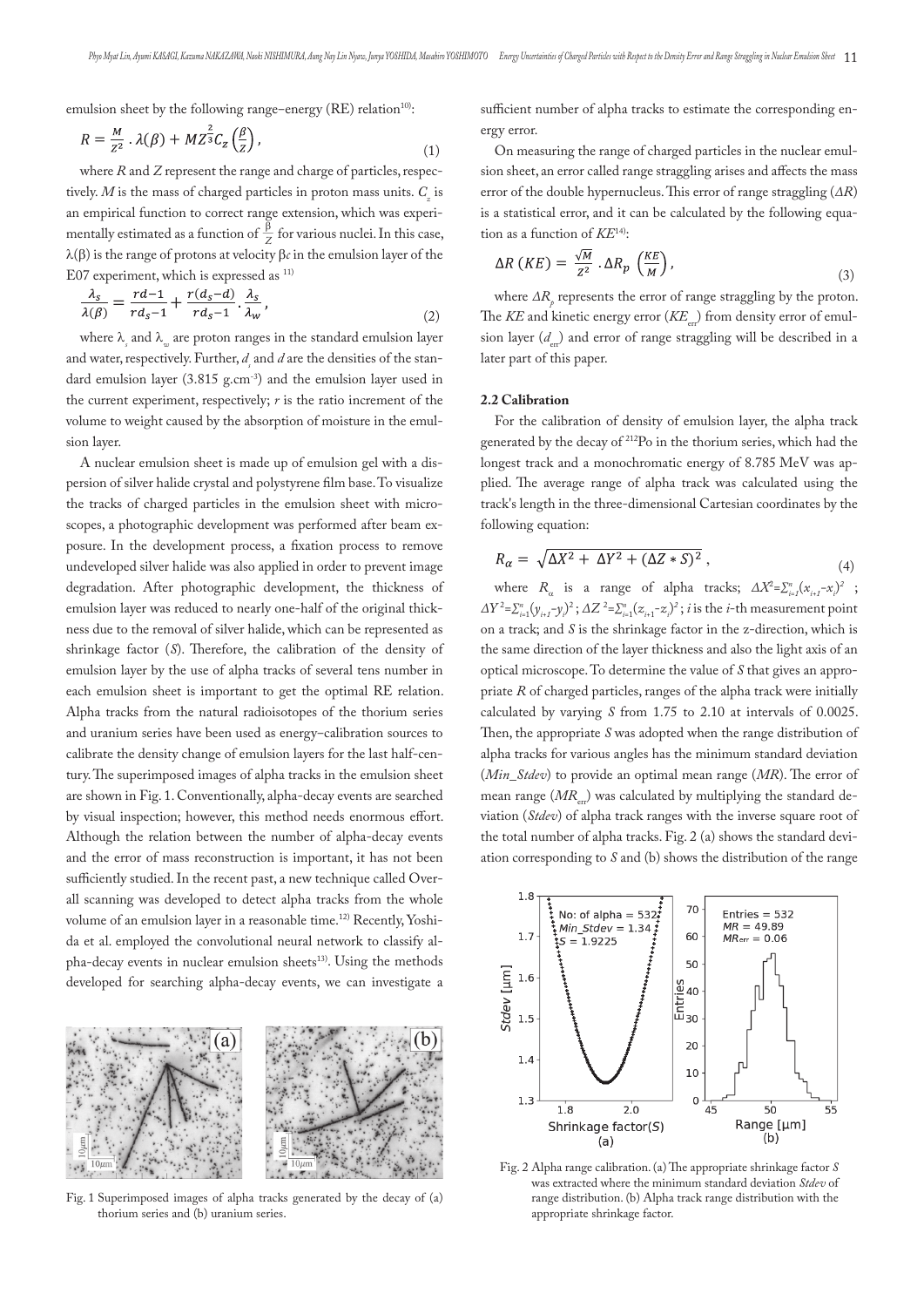emulsion sheet by the following range–energy (RE) relation[10]:

$$R = \frac{M}{Z^2} \cdot \lambda(\beta) + M Z^{\frac{2}{3}} C_z\left(\frac{\beta}{Z}\right), \quad (1)$$

where $R$ and $Z$ represent the range and charge of particles, respectively. $M$ is the mass of charged particles in proton mass units. $C_z$ is an empirical function to correct range extension, which was experimentally estimated as a function of $\frac{\beta}{Z}$ for various nuclei. In this case, $\lambda(\beta)$ is the range of protons at velocity $\beta c$ in the emulsion layer of the E07 experiment, which is expressed as [11]

$$\frac{\lambda_s}{\lambda(\beta)} = \frac{rd-1}{rd_s-1} + \frac{r(d_s-d)}{rd_s-1} \cdot \frac{\lambda_s}{\lambda_w}, \quad (2)$$

where $\lambda_s$ and $\lambda_w$ are proton ranges in the standard emulsion layer and water, respectively. Further, $d_s$ and $d$ are the densities of the standard emulsion layer (3.815 g.cm$^{-3}$) and the emulsion layer used in the current experiment, respectively; $r$ is the ratio increment of the volume to weight caused by the absorption of moisture in the emulsion layer.

A nuclear emulsion sheet is made up of emulsion gel with a dispersion of silver halide crystal and polystyrene film base. To visualize the tracks of charged particles in the emulsion sheet with microscopes, a photographic development was performed after beam exposure. In the development process, a fixation process to remove undeveloped silver halide was also applied in order to prevent image degradation. After photographic development, the thickness of emulsion layer was reduced to nearly one-half of the original thickness due to the removal of silver halide, which can be represented as shrinkage factor ($S$). Therefore, the calibration of the density of emulsion layer by the use of alpha tracks of several tens number in each emulsion sheet is important to get the optimal RE relation. Alpha tracks from the natural radioisotopes of the thorium series and uranium series have been used as energy–calibration sources to calibrate the density change of emulsion layers for the last half-century. The superimposed images of alpha tracks in the emulsion sheet are shown in Fig. 1. Conventionally, alpha-decay events are searched by visual inspection; however, this method needs enormous effort. Although the relation between the number of alpha-decay events and the error of mass reconstruction is important, it has not been sufficiently studied. In the recent past, a new technique called Overall scanning was developed to detect alpha tracks from the whole volume of an emulsion layer in a reasonable time.[12] Recently, Yoshida et al. employed the convolutional neural network to classify alpha-decay events in nuclear emulsion sheets[13]. Using the methods developed for searching alpha-decay events, we can investigate a sufficient number of alpha tracks to estimate the corresponding energy error.

(a) (b)
10μm
10μm

Fig. 1 Superimposed images of alpha tracks generated by the decay of (a) thorium series and (b) uranium series.

On measuring the range of charged particles in the nuclear emulsion sheet, an error called range straggling arises and affects the mass error of the double hypernucleus. This error of range straggling ($\Delta R$) is a statistical error, and it can be calculated by the following equation as a function of $KE$[14]:

$$\Delta R\,(KE) = \frac{\sqrt{M}}{Z^2} \cdot \Delta R_p\left(\frac{KE}{M}\right), \quad (3)$$

where $\Delta R_p$ represents the error of range straggling by the proton. The $KE$ and kinetic energy error ($KE_{err}$) from density error of emulsion layer ($d_{err}$) and error of range straggling will be described in a later part of this paper.

## 2.2 Calibration

For the calibration of density of emulsion layer, the alpha track generated by the decay of $^{212}$Po in the thorium series, which had the longest track and a monochromatic energy of 8.785 MeV was applied. The average range of alpha track was calculated using the track's length in the three-dimensional Cartesian coordinates by the following equation:

$$R_\alpha = \sqrt{\Delta X^2 + \Delta Y^2 + (\Delta Z * S)^2}, \quad (4)$$

where $R_\alpha$ is a range of alpha tracks; $\Delta X^2 = \sum_{i=1}^{n}(x_{i+1}-x_i)^2$ ; $\Delta Y^2 = \sum_{i=1}^{n}(y_{i+1}-y_i)^2$ ; $\Delta Z^2 = \sum_{i=1}^{n}(z_{i+1}-z_i)^2$ ; $i$ is the $i$-th measurement point on a track; and $S$ is the shrinkage factor in the z-direction, which is the same direction of the layer thickness and also the light axis of an optical microscope. To determine the value of $S$ that gives an appropriate $R$ of charged particles, ranges of the alpha track were initially calculated by varying $S$ from 1.75 to 2.10 at intervals of 0.0025. Then, the appropriate $S$ was adopted when the range distribution of alpha tracks for various angles has the minimum standard deviation (*Min_Stdev*) to provide an optimal mean range (*MR*). The error of mean range ($MR_{err}$) was calculated by multiplying the standard deviation (*Stdev*) of alpha track ranges with the inverse square root of the total number of alpha tracks. Fig. 2 (a) shows the standard deviation corresponding to $S$ and (b) shows the distribution of the range

No: of alpha = 532
Min_Stdev = 1.34
S = 1.9225
Stdev [μm]
1.8
1.7
1.6
1.5
1.4
1.3
1.8
2.0
Shrinkage factor(S)
(a)

Entries = 532
MR = 49.89
MRerr = 0.06
Entries
70
60
50
40
30
20
10
0
45
50
55
Range [μm]
(b)

Fig. 2 Alpha range calibration. (a) The appropriate shrinkage factor $S$ was extracted where the minimum standard deviation *Stdev* of range distribution. (b) Alpha track range distribution with the appropriate shrinkage factor.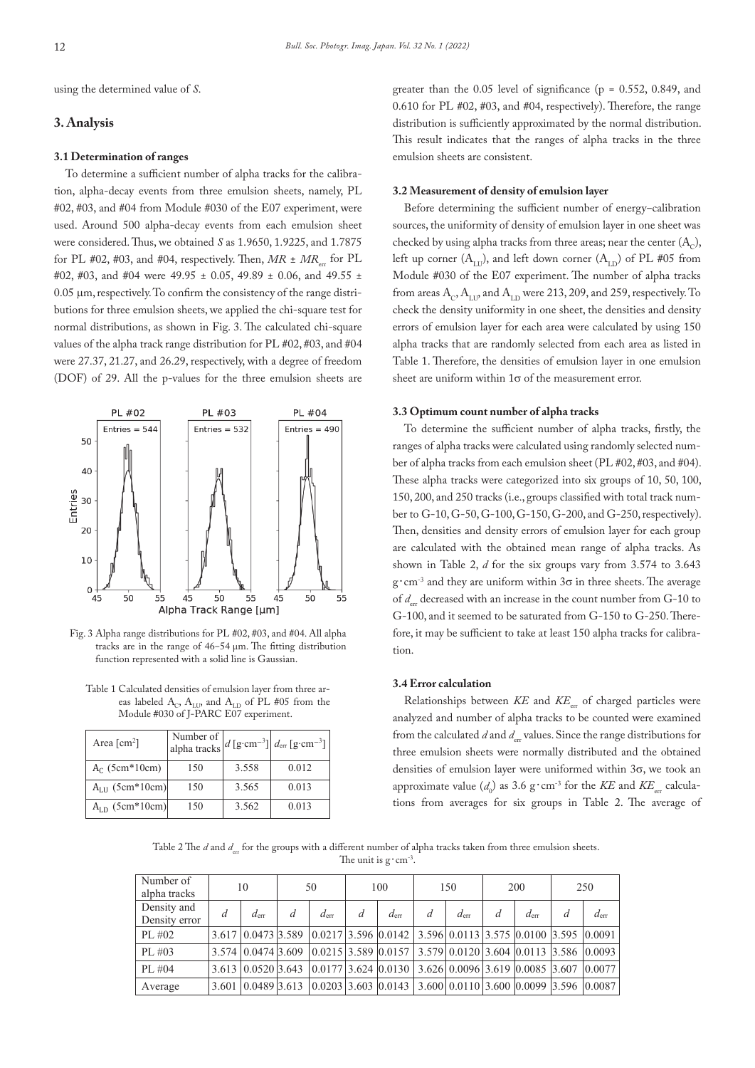using the determined value of $S$.

## 3. Analysis

### 3.1 Determination of ranges

To determine a sufficient number of alpha tracks for the calibration, alpha-decay events from three emulsion sheets, namely, PL #02, #03, and #04 from Module #030 of the E07 experiment, were used. Around 500 alpha-decay events from each emulsion sheet were considered. Thus, we obtained $S$ as 1.9650, 1.9225, and 1.7875 for PL #02, #03, and #04, respectively. Then, $MR \pm MR_{err}$ for PL #02, #03, and #04 were 49.95 ± 0.05, 49.89 ± 0.06, and 49.55 ± 0.05 μm, respectively. To confirm the consistency of the range distributions for three emulsion sheets, we applied the chi-square test for normal distributions, as shown in Fig. 3. The calculated chi-square values of the alpha track range distribution for PL #02, #03, and #04 were 27.37, 21.27, and 26.29, respectively, with a degree of freedom (DOF) of 29. All the p-values for the three emulsion sheets are greater than the 0.05 level of significance ($p$ = 0.552, 0.849, and 0.610 for PL #02, #03, and #04, respectively). Therefore, the range distribution is sufficiently approximated by the normal distribution. This result indicates that the ranges of alpha tracks in the three emulsion sheets are consistent.

PL #02
PL #03
PL #04
Entries = 544
Entries = 532
Entries = 490
Entries
0
10
20
30
40
50
45
50
55
45
50
55
45
50
55
Alpha Track Range [μm]

Fig. 3 Alpha range distributions for PL #02, #03, and #04. All alpha tracks are in the range of 46–54 μm. The fitting distribution function represented with a solid line is Gaussian.

Table 1 Calculated densities of emulsion layer from three areas labeled $A_C$, $A_{LU}$, and $A_{LD}$ of PL #05 from the Module #030 of J-PARC E07 experiment.

| Area [cm²] | Number of alpha tracks | $d$ [g·cm⁻³] | $d_{err}$ [g·cm⁻³] |
|---|---|---|---|
| $A_C$ (5cm*10cm) | 150 | 3.558 | 0.012 |
| $A_{LU}$ (5cm*10cm) | 150 | 3.565 | 0.013 |
| $A_{LD}$ (5cm*10cm) | 150 | 3.562 | 0.013 |

### 3.2 Measurement of density of emulsion layer

Before determining the sufficient number of energy–calibration sources, the uniformity of density of emulsion layer in one sheet was checked by using alpha tracks from three areas; near the center ($A_C$), left up corner ($A_{LU}$), and left down corner ($A_{LD}$) of PL #05 from Module #030 of the E07 experiment. The number of alpha tracks from areas $A_C$, $A_{LU}$, and $A_{LD}$ were 213, 209, and 259, respectively. To check the density uniformity in one sheet, the densities and density errors of emulsion layer for each area were calculated by using 150 alpha tracks that are randomly selected from each area as listed in Table 1. Therefore, the densities of emulsion layer in one emulsion sheet are uniform within 1σ of the measurement error.

### 3.3 Optimum count number of alpha tracks

To determine the sufficient number of alpha tracks, firstly, the ranges of alpha tracks were calculated using randomly selected number of alpha tracks from each emulsion sheet (PL #02, #03, and #04). These alpha tracks were categorized into six groups of 10, 50, 100, 150, 200, and 250 tracks (i.e., groups classified with total track number to G-10, G-50, G-100, G-150, G-200, and G-250, respectively). Then, densities and density errors of emulsion layer for each group are calculated with the obtained mean range of alpha tracks. As shown in Table 2, $d$ for the six groups vary from 3.574 to 3.643 g·cm⁻³ and they are uniform within 3σ in three sheets. The average of $d_{err}$ decreased with an increase in the count number from G-10 to G-100, and it seemed to be saturated from G-150 to G-250. Therefore, it may be sufficient to take at least 150 alpha tracks for calibration.

### 3.4 Error calculation

Relationships between $KE$ and $KE_{err}$ of charged particles were analyzed and number of alpha tracks to be counted were examined from the calculated $d$ and $d_{err}$ values. Since the range distributions for three emulsion sheets were normally distributed and the obtained densities of emulsion layer were uniformed within 3σ, we took an approximate value ($d_0$) as 3.6 g·cm⁻³ for the $KE$ and $KE_{err}$ calculations from averages for six groups in Table 2. The average of

Table 2 The $d$ and $d_{err}$ for the groups with a different number of alpha tracks taken from three emulsion sheets. The unit is g·cm⁻³.

| Number of alpha tracks | 10 | | 50 | | 100 | | 150 | | 200 | | 250 | |
|---|---|---|---|---|---|---|---|---|---|---|---|---|
| Density and Density error | $d$ | $d_{err}$ | $d$ | $d_{err}$ | $d$ | $d_{err}$ | $d$ | $d_{err}$ | $d$ | $d_{err}$ | $d$ | $d_{err}$ |
| PL #02 | 3.617 | 0.0473 | 3.589 | 0.0217 | 3.596 | 0.0142 | 3.596 | 0.0113 | 3.575 | 0.0100 | 3.595 | 0.0091 |
| PL #03 | 3.574 | 0.0474 | 3.609 | 0.0215 | 3.589 | 0.0157 | 3.579 | 0.0120 | 3.604 | 0.0113 | 3.586 | 0.0093 |
| PL #04 | 3.613 | 0.0520 | 3.643 | 0.0177 | 3.624 | 0.0130 | 3.626 | 0.0096 | 3.619 | 0.0085 | 3.607 | 0.0077 |
| Average | 3.601 | 0.0489 | 3.613 | 0.0203 | 3.603 | 0.0143 | 3.600 | 0.0110 | 3.600 | 0.0099 | 3.596 | 0.0087 |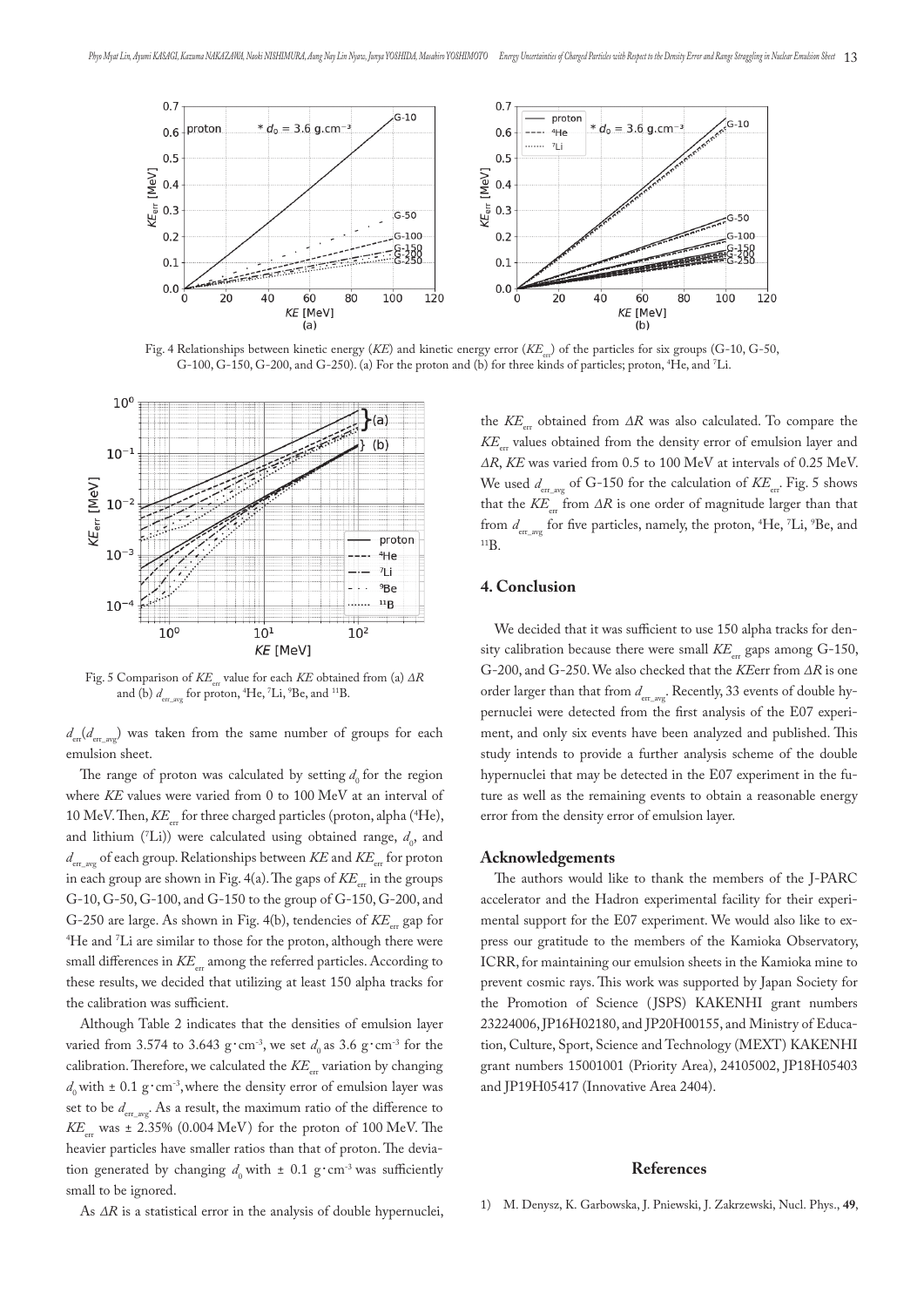0.7
0.6
0.5
0.4
0.3
0.2
0.1
0.0
proton
* $d_0$ = 3.6 g.cm⁻³
G-10
G-50
G-100
G-150
G-200
G-250
$KE_{err}$ [MeV]
0 20 40 60 80 100 120
$KE$ [MeV]
(a)

0.7
0.6
0.5
0.4
0.3
0.2
0.1
0.0
proton
⁴He
⁷Li
* $d_0$ = 3.6 g.cm⁻³
G-10
G-50
G-100
G-150
G-200
G-250
$KE_{err}$ [MeV]
0 20 40 60 80 100 120
$KE$ [MeV]
(b)

Fig. 4 Relationships between kinetic energy ($KE$) and kinetic energy error ($KE_{err}$) of the particles for six groups (G-10, G-50, G-100, G-150, G-200, and G-250). (a) For the proton and (b) for three kinds of particles; proton, ⁴He, and ⁷Li.

10⁰
10⁻¹
10⁻²
10⁻³
10⁻⁴
(a)
(b)
proton
⁴He
⁷Li
⁹Be
¹¹B
$KE_{err}$ [MeV]
10⁰ 10¹ 10²
$KE$ [MeV]

Fig. 5 Comparison of $KE_{err}$ value for each $KE$ obtained from (a) $\Delta R$ and (b) $d_{err\_avg}$ for proton, ⁴He, ⁷Li, ⁹Be, and ¹¹B.

$d_{err}$($d_{err\_avg}$) was taken from the same number of groups for each emulsion sheet.

The range of proton was calculated by setting $d_0$ for the region where $KE$ values were varied from 0 to 100 MeV at an interval of 10 MeV. Then, $KE_{err}$ for three charged particles (proton, alpha (⁴He), and lithium (⁷Li)) were calculated using obtained range, $d_0$, and $d_{err\_avg}$ of each group. Relationships between $KE$ and $KE_{err}$ for proton in each group are shown in Fig. 4(a). The gaps of $KE_{err}$ in the groups G-10, G-50, G-100, and G-150 to the group of G-150, G-200, and G-250 are large. As shown in Fig. 4(b), tendencies of $KE_{err}$ gap for ⁴He and ⁷Li are similar to those for the proton, although there were small differences in $KE_{err}$ among the referred particles. According to these results, we decided that utilizing at least 150 alpha tracks for the calibration was sufficient.

Although Table 2 indicates that the densities of emulsion layer varied from 3.574 to 3.643 g·cm⁻³, we set $d_0$ as 3.6 g·cm⁻³ for the calibration. Therefore, we calculated the $KE_{err}$ variation by changing $d_0$ with ± 0.1 g·cm⁻³, where the density error of emulsion layer was set to be $d_{err\_avg}$. As a result, the maximum ratio of the difference to $KE_{err}$ was ± 2.35% (0.004 MeV) for the proton of 100 MeV. The heavier particles have smaller ratios than that of proton. The deviation generated by changing $d_0$ with ± 0.1 g·cm⁻³ was sufficiently small to be ignored.

As $\Delta R$ is a statistical error in the analysis of double hypernuclei, the $KE_{err}$ obtained from $\Delta R$ was also calculated. To compare the $KE_{err}$ values obtained from the density error of emulsion layer and $\Delta R$, $KE$ was varied from 0.5 to 100 MeV at intervals of 0.25 MeV. We used $d_{err\_avg}$ of G-150 for the calculation of $KE_{err}$. Fig. 5 shows that the $KE_{err}$ from $\Delta R$ is one order of magnitude larger than that from $d_{err\_avg}$ for five particles, namely, the proton, ⁴He, ⁷Li, ⁹Be, and ¹¹B.

## 4. Conclusion

We decided that it was sufficient to use 150 alpha tracks for density calibration because there were small $KE_{err}$ gaps among G-150, G-200, and G-250. We also checked that the $KE$err from $\Delta R$ is one order larger than that from $d_{err\_avg}$. Recently, 33 events of double hypernuclei were detected from the first analysis of the E07 experiment, and only six events have been analyzed and published. This study intends to provide a further analysis scheme of the double hypernuclei that may be detected in the E07 experiment in the future as well as the remaining events to obtain a reasonable energy error from the density error of emulsion layer.

## Acknowledgements

The authors would like to thank the members of the J-PARC accelerator and the Hadron experimental facility for their experimental support for the E07 experiment. We would also like to express our gratitude to the members of the Kamioka Observatory, ICRR, for maintaining our emulsion sheets in the Kamioka mine to prevent cosmic rays. This work was supported by Japan Society for the Promotion of Science (JSPS) KAKENHI grant numbers 23224006, JP16H02180, and JP20H00155, and Ministry of Education, Culture, Sport, Science and Technology (MEXT) KAKENHI grant numbers 15001001 (Priority Area), 24105002, JP18H05403 and JP19H05417 (Innovative Area 2404).

## References

1) M. Denysz, K. Garbowska, J. Pniewski, J. Zakrzewski, Nucl. Phys., **49**,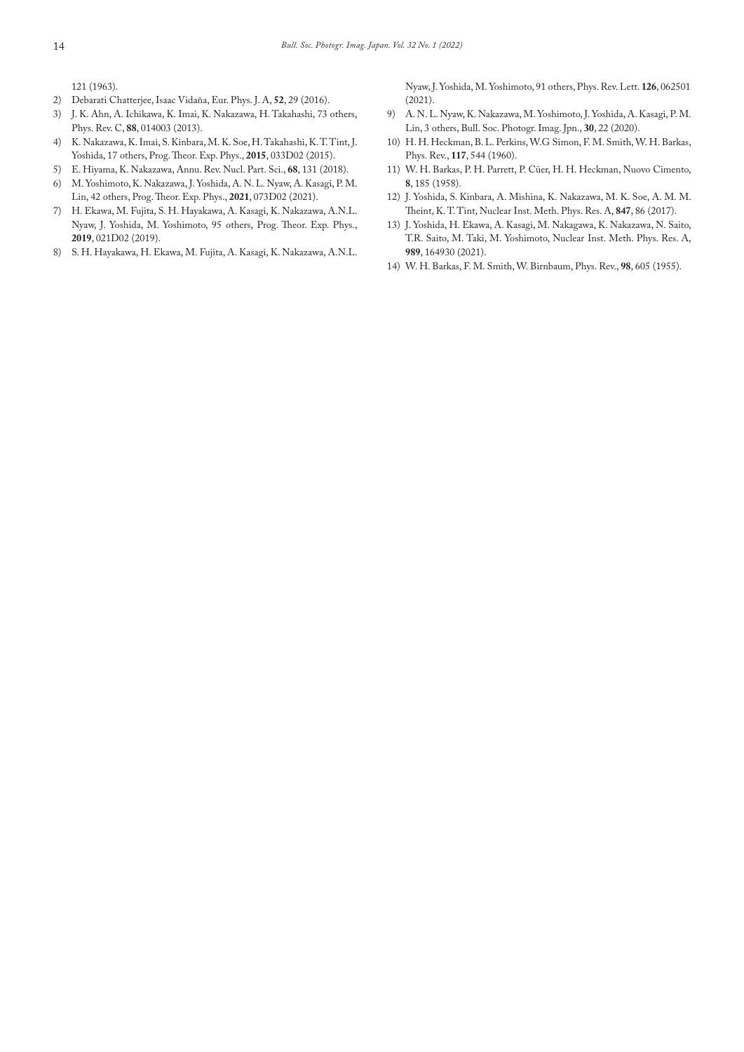121 (1963).

2) Debarati Chatterjee, Isaac Vidaña, Eur. Phys. J. A, **52**, 29 (2016).
3) J. K. Ahn, A. Ichikawa, K. Imai, K. Nakazawa, H. Takahashi, 73 others, Phys. Rev. C, **88**, 014003 (2013).
4) K. Nakazawa, K. Imai, S. Kinbara, M. K. Soe, H. Takahashi, K. T. Tint, J. Yoshida, 17 others, Prog. Theor. Exp. Phys., **2015**, 033D02 (2015).
5) E. Hiyama, K. Nakazawa, Annu. Rev. Nucl. Part. Sci., **68**, 131 (2018).
6) M. Yoshimoto, K. Nakazawa, J. Yoshida, A. N. L. Nyaw, A. Kasagi, P. M. Lin, 42 others, Prog. Theor. Exp. Phys., **2021**, 073D02 (2021).
7) H. Ekawa, M. Fujita, S. H. Hayakawa, A. Kasagi, K. Nakazawa, A.N.L. Nyaw, J. Yoshida, M. Yoshimoto, 95 others, Prog. Theor. Exp. Phys., **2019**, 021D02 (2019).
8) S. H. Hayakawa, H. Ekawa, M. Fujita, A. Kasagi, K. Nakazawa, A.N.L. Nyaw, J. Yoshida, M. Yoshimoto, 91 others, Phys. Rev. Lett. **126**, 062501 (2021).
9) A. N. L. Nyaw, K. Nakazawa, M. Yoshimoto, J. Yoshida, A. Kasagi, P. M. Lin, 3 others, Bull. Soc. Photogr. Imag. Jpn., **30**, 22 (2020).
10) H. H. Heckman, B. L. Perkins, W.G Simon, F. M. Smith, W. H. Barkas, Phys. Rev., **117**, 544 (1960).
11) W. H. Barkas, P. H. Parrett, P. Cüer, H. H. Heckman, Nuovo Cimento, **8**, 185 (1958).
12) J. Yoshida, S. Kinbara, A. Mishina, K. Nakazawa, M. K. Soe, A. M. M. Theint, K. T. Tint, Nuclear Inst. Meth. Phys. Res. A, **847**, 86 (2017).
13) J. Yoshida, H. Ekawa, A. Kasagi, M. Nakagawa, K. Nakazawa, N. Saito, T.R. Saito, M. Taki, M. Yoshimoto, Nuclear Inst. Meth. Phys. Res. A, **989**, 164930 (2021).
14) W. H. Barkas, F. M. Smith, W. Birnbaum, Phys. Rev., **98**, 605 (1955).